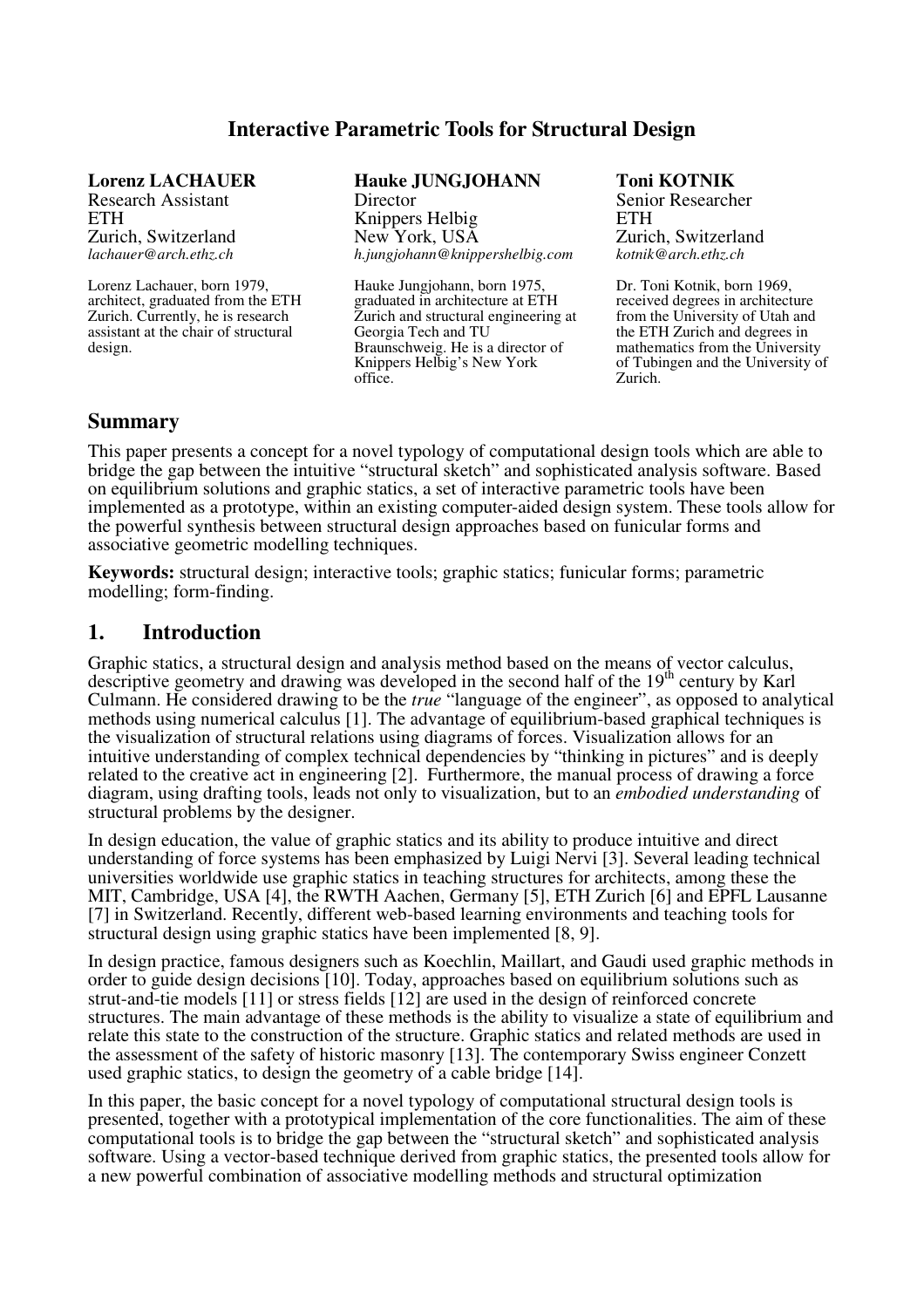# Interactive Parametric Tools for Structural Design

**Lorenz LACHAUER**
Research Assistant
ETH
Zurich, Switzerland
*lachauer@arch.ethz.ch*

Lorenz Lachauer, born 1979, architect, graduated from the ETH Zurich. Currently, he is research assistant at the chair of structural design.

**Hauke JUNGJOHANN**
Director
Knippers Helbig
New York, USA
*h.jungjohann@knippershelbig.com*

Hauke Jungjohann, born 1975, graduated in architecture at ETH Zurich and structural engineering at Georgia Tech and TU Braunschweig. He is a director of Knippers Helbig's New York office.

**Toni KOTNIK**
Senior Researcher
ETH
Zurich, Switzerland
*kotnik@arch.ethz.ch*

Dr. Toni Kotnik, born 1969, received degrees in architecture from the University of Utah and the ETH Zurich and degrees in mathematics from the University of Tubingen and the University of Zurich.

## Summary

This paper presents a concept for a novel typology of computational design tools which are able to bridge the gap between the intuitive "structural sketch" and sophisticated analysis software. Based on equilibrium solutions and graphic statics, a set of interactive parametric tools have been implemented as a prototype, within an existing computer-aided design system. These tools allow for the powerful synthesis between structural design approaches based on funicular forms and associative geometric modelling techniques.

**Keywords:** structural design; interactive tools; graphic statics; funicular forms; parametric modelling; form-finding.

## 1. Introduction

Graphic statics, a structural design and analysis method based on the means of vector calculus, descriptive geometry and drawing was developed in the second half of the 19th century by Karl Culmann. He considered drawing to be the *true* "language of the engineer", as opposed to analytical methods using numerical calculus [1]. The advantage of equilibrium-based graphical techniques is the visualization of structural relations using diagrams of forces. Visualization allows for an intuitive understanding of complex technical dependencies by "thinking in pictures" and is deeply related to the creative act in engineering [2]. Furthermore, the manual process of drawing a force diagram, using drafting tools, leads not only to visualization, but to an *embodied understanding* of structural problems by the designer.

In design education, the value of graphic statics and its ability to produce intuitive and direct understanding of force systems has been emphasized by Luigi Nervi [3]. Several leading technical universities worldwide use graphic statics in teaching structures for architects, among these the MIT, Cambridge, USA [4], the RWTH Aachen, Germany [5], ETH Zurich [6] and EPFL Lausanne [7] in Switzerland. Recently, different web-based learning environments and teaching tools for structural design using graphic statics have been implemented [8, 9].

In design practice, famous designers such as Koechlin, Maillart, and Gaudi used graphic methods in order to guide design decisions [10]. Today, approaches based on equilibrium solutions such as strut-and-tie models [11] or stress fields [12] are used in the design of reinforced concrete structures. The main advantage of these methods is the ability to visualize a state of equilibrium and relate this state to the construction of the structure. Graphic statics and related methods are used in the assessment of the safety of historic masonry [13]. The contemporary Swiss engineer Conzett used graphic statics, to design the geometry of a cable bridge [14].

In this paper, the basic concept for a novel typology of computational structural design tools is presented, together with a prototypical implementation of the core functionalities. The aim of these computational tools is to bridge the gap between the "structural sketch" and sophisticated analysis software. Using a vector-based technique derived from graphic statics, the presented tools allow for a new powerful combination of associative modelling methods and structural optimization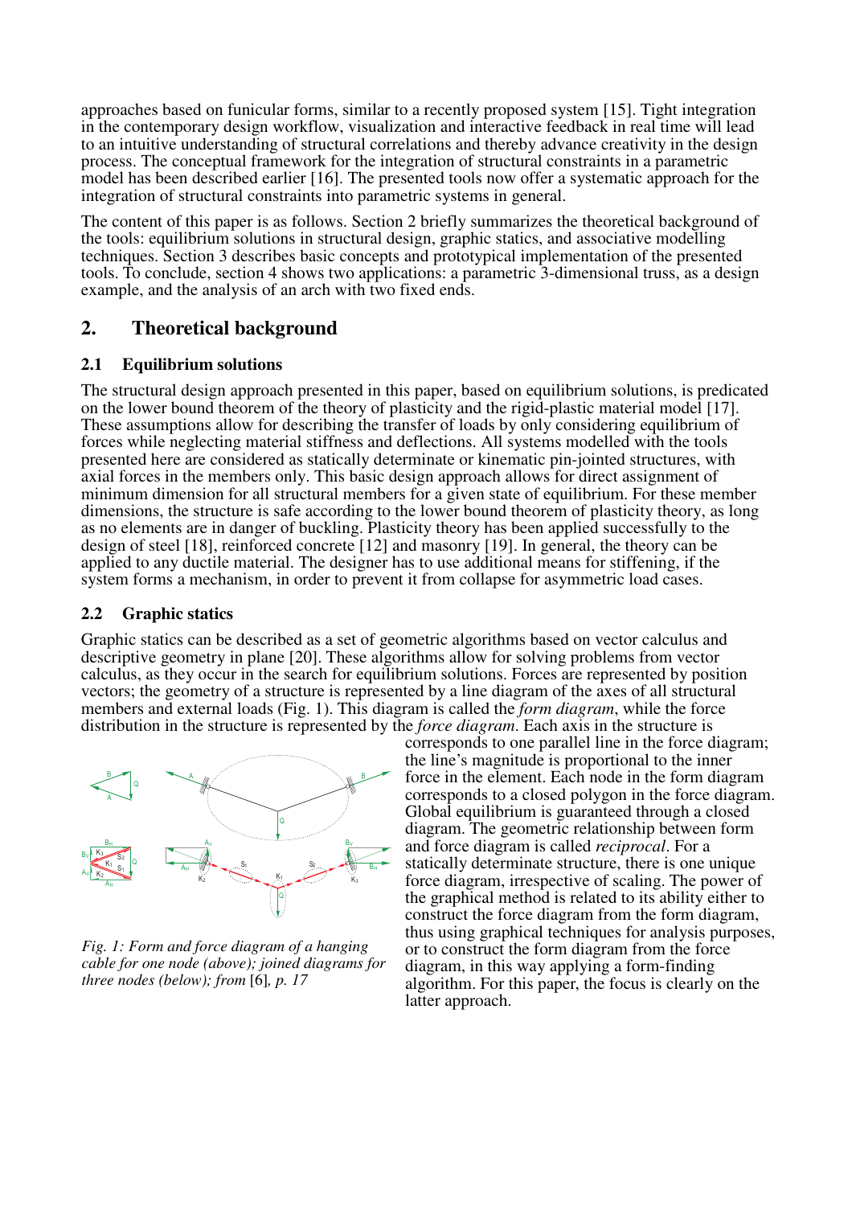approaches based on funicular forms, similar to a recently proposed system [15]. Tight integration in the contemporary design workflow, visualization and interactive feedback in real time will lead to an intuitive understanding of structural correlations and thereby advance creativity in the design process. The conceptual framework for the integration of structural constraints in a parametric model has been described earlier [16]. The presented tools now offer a systematic approach for the integration of structural constraints into parametric systems in general.

The content of this paper is as follows. Section 2 briefly summarizes the theoretical background of the tools: equilibrium solutions in structural design, graphic statics, and associative modelling techniques. Section 3 describes basic concepts and prototypical implementation of the presented tools. To conclude, section 4 shows two applications: a parametric 3-dimensional truss, as a design example, and the analysis of an arch with two fixed ends.

## 2. Theoretical background

### 2.1 Equilibrium solutions

The structural design approach presented in this paper, based on equilibrium solutions, is predicated on the lower bound theorem of the theory of plasticity and the rigid-plastic material model [17]. These assumptions allow for describing the transfer of loads by only considering equilibrium of forces while neglecting material stiffness and deflections. All systems modelled with the tools presented here are considered as statically determinate or kinematic pin-jointed structures, with axial forces in the members only. This basic design approach allows for direct assignment of minimum dimension for all structural members for a given state of equilibrium. For these member dimensions, the structure is safe according to the lower bound theorem of plasticity theory, as long as no elements are in danger of buckling. Plasticity theory has been applied successfully to the design of steel [18], reinforced concrete [12] and masonry [19]. In general, the theory can be applied to any ductile material. The designer has to use additional means for stiffening, if the system forms a mechanism, in order to prevent it from collapse for asymmetric load cases.

### 2.2 Graphic statics

Graphic statics can be described as a set of geometric algorithms based on vector calculus and descriptive geometry in plane [20]. These algorithms allow for solving problems from vector calculus, as they occur in the search for equilibrium solutions. Forces are represented by position vectors; the geometry of a structure is represented by a line diagram of the axes of all structural members and external loads (Fig. 1). This diagram is called the *form diagram*, while the force distribution in the structure is represented by the *force diagram*. Each axis in the structure is corresponds to one parallel line in the force diagram; the line's magnitude is proportional to the inner force in the element. Each node in the form diagram corresponds to a closed polygon in the force diagram. Global equilibrium is guaranteed through a closed diagram. The geometric relationship between form and force diagram is called *reciprocal*. For a statically determinate structure, there is one unique force diagram, irrespective of scaling. The power of the graphical method is related to its ability either to construct the force diagram from the form diagram, thus using graphical techniques for analysis purposes, or to construct the form diagram from the force diagram, in this way applying a form-finding algorithm. For this paper, the focus is clearly on the latter approach.

*Fig. 1: Form and force diagram of a hanging cable for one node (above); joined diagrams for three nodes (below); from* [6]*, p. 17*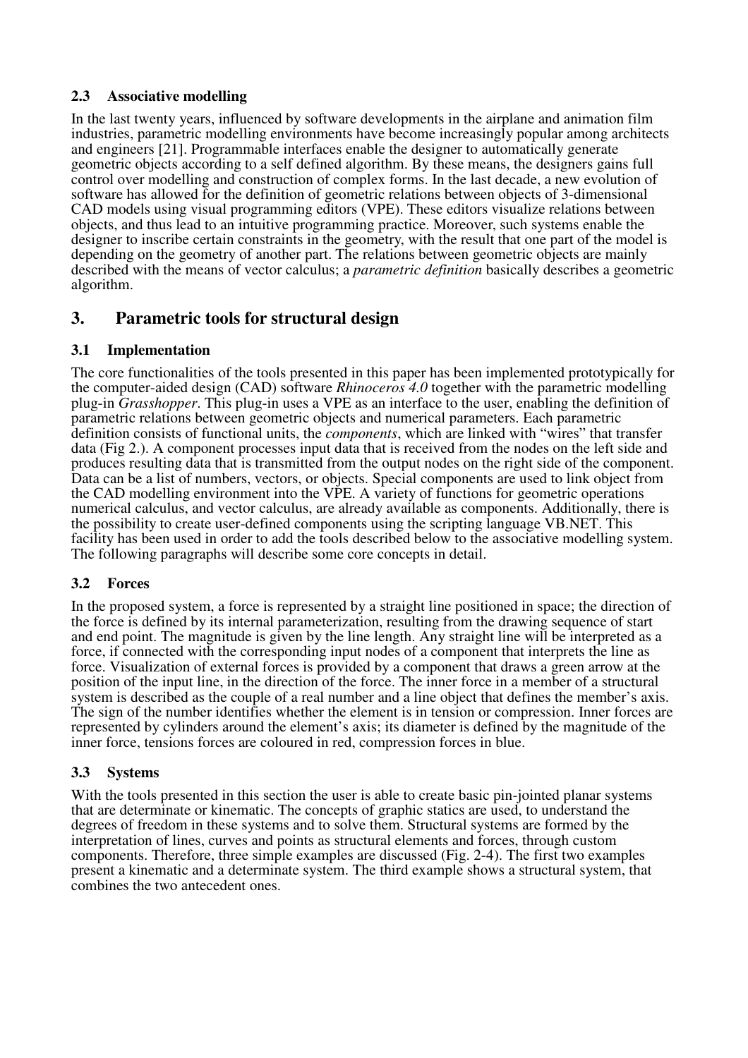### 2.3 Associative modelling

In the last twenty years, influenced by software developments in the airplane and animation film industries, parametric modelling environments have become increasingly popular among architects and engineers [21]. Programmable interfaces enable the designer to automatically generate geometric objects according to a self defined algorithm. By these means, the designers gains full control over modelling and construction of complex forms. In the last decade, a new evolution of software has allowed for the definition of geometric relations between objects of 3-dimensional CAD models using visual programming editors (VPE). These editors visualize relations between objects, and thus lead to an intuitive programming practice. Moreover, such systems enable the designer to inscribe certain constraints in the geometry, with the result that one part of the model is depending on the geometry of another part. The relations between geometric objects are mainly described with the means of vector calculus; a *parametric definition* basically describes a geometric algorithm.

## 3. Parametric tools for structural design

### 3.1 Implementation

The core functionalities of the tools presented in this paper has been implemented prototypically for the computer-aided design (CAD) software *Rhinoceros 4.0* together with the parametric modelling plug-in *Grasshopper*. This plug-in uses a VPE as an interface to the user, enabling the definition of parametric relations between geometric objects and numerical parameters. Each parametric definition consists of functional units, the *components*, which are linked with "wires" that transfer data (Fig 2.). A component processes input data that is received from the nodes on the left side and produces resulting data that is transmitted from the output nodes on the right side of the component. Data can be a list of numbers, vectors, or objects. Special components are used to link object from the CAD modelling environment into the VPE. A variety of functions for geometric operations numerical calculus, and vector calculus, are already available as components. Additionally, there is the possibility to create user-defined components using the scripting language VB.NET. This facility has been used in order to add the tools described below to the associative modelling system. The following paragraphs will describe some core concepts in detail.

### 3.2 Forces

In the proposed system, a force is represented by a straight line positioned in space; the direction of the force is defined by its internal parameterization, resulting from the drawing sequence of start and end point. The magnitude is given by the line length. Any straight line will be interpreted as a force, if connected with the corresponding input nodes of a component that interprets the line as force. Visualization of external forces is provided by a component that draws a green arrow at the position of the input line, in the direction of the force. The inner force in a member of a structural system is described as the couple of a real number and a line object that defines the member's axis. The sign of the number identifies whether the element is in tension or compression. Inner forces are represented by cylinders around the element's axis; its diameter is defined by the magnitude of the inner force, tensions forces are coloured in red, compression forces in blue.

### 3.3 Systems

With the tools presented in this section the user is able to create basic pin-jointed planar systems that are determinate or kinematic. The concepts of graphic statics are used, to understand the degrees of freedom in these systems and to solve them. Structural systems are formed by the interpretation of lines, curves and points as structural elements and forces, through custom components. Therefore, three simple examples are discussed (Fig. 2-4). The first two examples present a kinematic and a determinate system. The third example shows a structural system, that combines the two antecedent ones.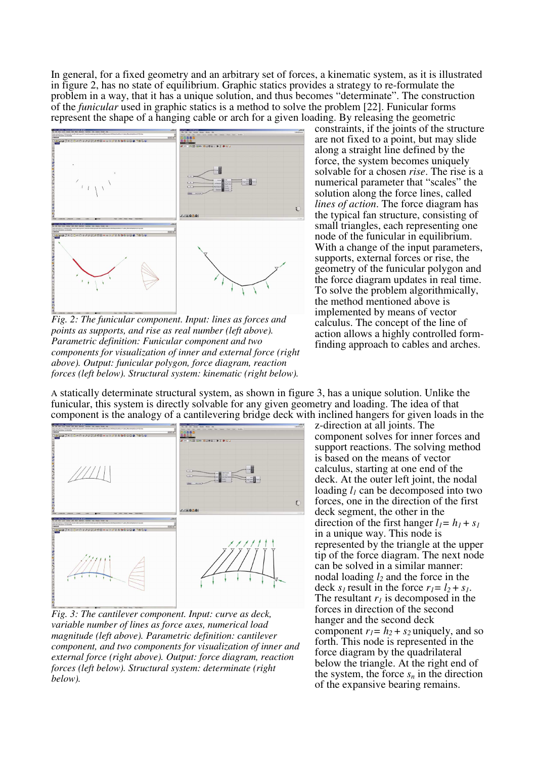In general, for a fixed geometry and an arbitrary set of forces, a kinematic system, as it is illustrated in figure 2, has no state of equilibrium. Graphic statics provides a strategy to re-formulate the problem in a way, that it has a unique solution, and thus becomes "determinate". The construction of the *funicular* used in graphic statics is a method to solve the problem [22]. Funicular forms represent the shape of a hanging cable or arch for a given loading. By releasing the geometric constraints, if the joints of the structure are not fixed to a point, but may slide along a straight line defined by the force, the system becomes uniquely solvable for a chosen *rise*. The rise is a numerical parameter that "scales" the solution along the force lines, called *lines of action*. The force diagram has the typical fan structure, consisting of small triangles, each representing one node of the funicular in equilibrium. With a change of the input parameters, supports, external forces or rise, the geometry of the funicular polygon and the force diagram updates in real time. To solve the problem algorithmically, the method mentioned above is implemented by means of vector calculus. The concept of the line of action allows a highly controlled form-finding approach to cables and arches.

*Fig. 2: The funicular component. Input: lines as forces and points as supports, and rise as real number (left above). Parametric definition: Funicular component and two components for visualization of inner and external force (right above). Output: funicular polygon, force diagram, reaction forces (left below). Structural system: kinematic (right below).*

A statically determinate structural system, as shown in figure 3, has a unique solution. Unlike the funicular, this system is directly solvable for any given geometry and loading. The idea of that component is the analogy of a cantilevering bridge deck with inclined hangers for given loads in the z-direction at all joints. The component solves for inner forces and support reactions. The solving method is based on the means of vector calculus, starting at one end of the deck. At the outer left joint, the nodal loading $l_1$ can be decomposed into two forces, one in the direction of the first deck segment, the other in the direction of the first hanger $l_1 = h_1 + s_1$ in a unique way. This node is represented by the triangle at the upper tip of the force diagram. The next node can be solved in a similar manner: nodal loading $l_2$ and the force in the deck $s_1$ result in the force $r_1 = l_2 + s_1$. The resultant $r_1$ is decomposed in the forces in direction of the second hanger and the second deck component $r_1 = h_2 + s_2$ uniquely, and so forth. This node is represented in the force diagram by the quadrilateral below the triangle. At the right end of the system, the force $s_n$ in the direction of the expansive bearing remains.

*Fig. 3: The cantilever component. Input: curve as deck, variable number of lines as force axes, numerical load magnitude (left above). Parametric definition: cantilever component, and two components for visualization of inner and external force (right above). Output: force diagram, reaction forces (left below). Structural system: determinate (right below).*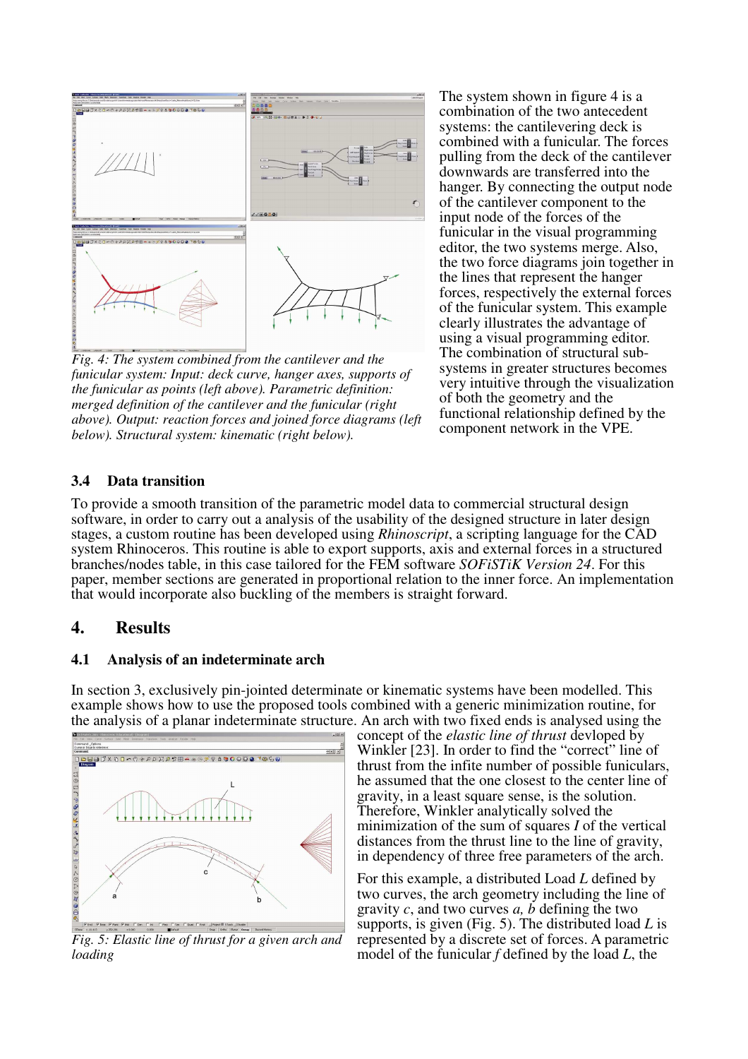Fig. 4: *The system combined from the cantilever and the funicular system: Input: deck curve, hanger axes, supports of the funicular as points (left above). Parametric definition: merged definition of the cantilever and the funicular (right above). Output: reaction forces and joined force diagrams (left below). Structural system: kinematic (right below).*

The system shown in figure 4 is a combination of the two antecedent systems: the cantilevering deck is combined with a funicular. The forces pulling from the deck of the cantilever downwards are transferred into the hanger. By connecting the output node of the cantilever component to the input node of the forces of the funicular in the visual programming editor, the two systems merge. Also, the two force diagrams join together in the lines that represent the hanger forces, respectively the external forces of the funicular system. This example clearly illustrates the advantage of using a visual programming editor. The combination of structural sub-systems in greater structures becomes very intuitive through the visualization of both the geometry and the functional relationship defined by the component network in the VPE.

### 3.4 Data transition

To provide a smooth transition of the parametric model data to commercial structural design software, in order to carry out a analysis of the usability of the designed structure in later design stages, a custom routine has been developed using *Rhinoscript*, a scripting language for the CAD system Rhinoceros. This routine is able to export supports, axis and external forces in a structured branches/nodes table, in this case tailored for the FEM software *SOFiSTiK Version 24*. For this paper, member sections are generated in proportional relation to the inner force. An implementation that would incorporate also buckling of the members is straight forward.

## 4. Results

### 4.1 Analysis of an indeterminate arch

In section 3, exclusively pin-jointed determinate or kinematic systems have been modelled. This example shows how to use the proposed tools combined with a generic minimization routine, for the analysis of a planar indeterminate structure. An arch with two fixed ends is analysed using the concept of the *elastic line of thrust* devloped by Winkler [23]. In order to find the "correct" line of thrust from the infite number of possible funiculars, he assumed that the one closest to the center line of gravity, in a least square sense, is the solution. Therefore, Winkler analytically solved the minimization of the sum of squares *I* of the vertical distances from the thrust line to the line of gravity, in dependency of three free parameters of the arch.

For this example, a distributed Load *L* defined by two curves, the arch geometry including the line of gravity *c*, and two curves *a, b* defining the two supports, is given (Fig. 5). The distributed load *L* is represented by a discrete set of forces. A parametric model of the funicular *f* defined by the load *L*, the

Fig. 5: *Elastic line of thrust for a given arch and loading*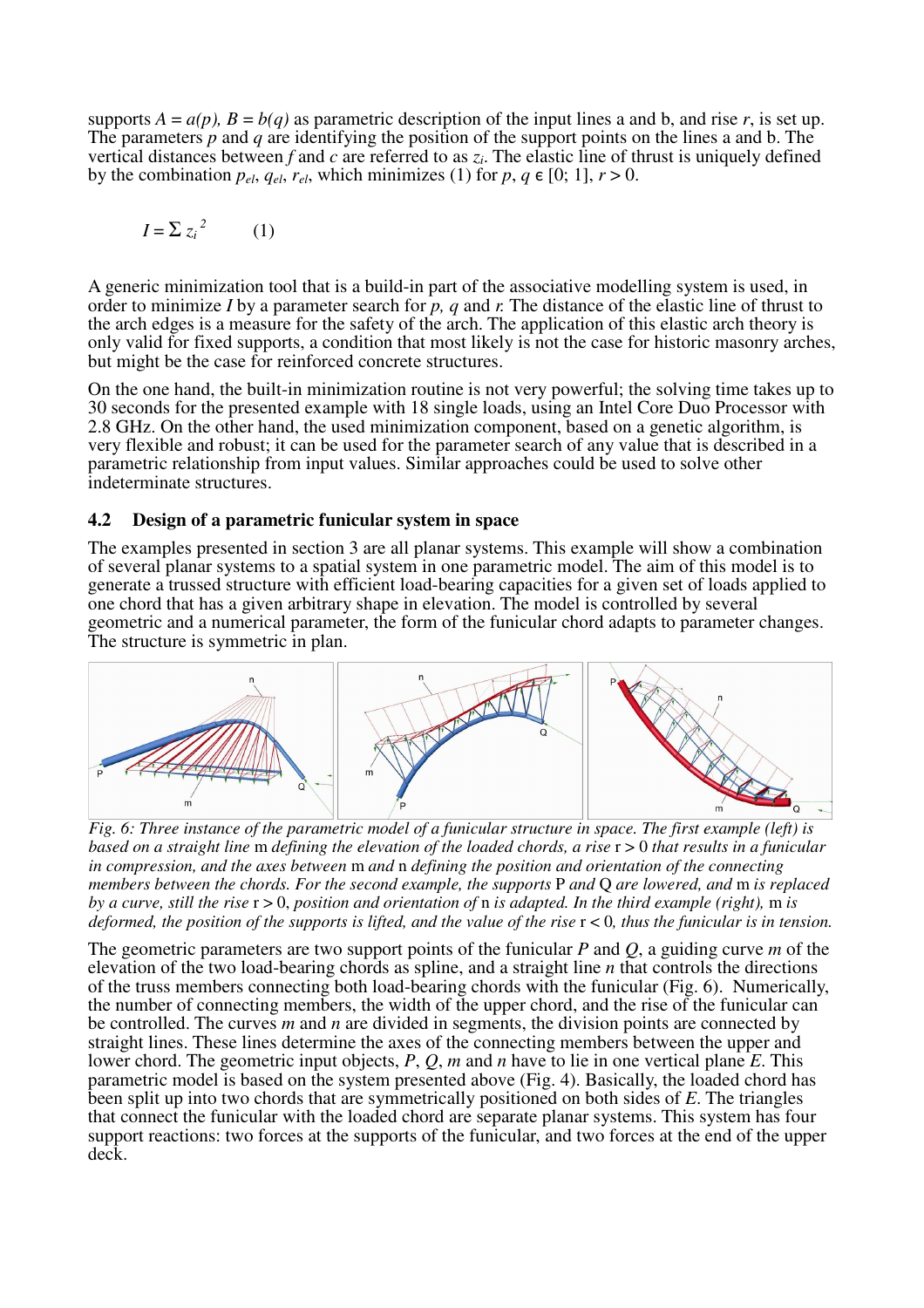supports $A = a(p)$, $B = b(q)$ as parametric description of the input lines a and b, and rise $r$, is set up. The parameters $p$ and $q$ are identifying the position of the support points on the lines a and b. The vertical distances between $f$ and $c$ are referred to as $z_i$. The elastic line of thrust is uniquely defined by the combination $p_{el}$, $q_{el}$, $r_{el}$, which minimizes (1) for $p$, $q \in [0; 1]$, $r > 0$.

$$I = \sum z_i^{\,2} \qquad (1)$$

A generic minimization tool that is a build-in part of the associative modelling system is used, in order to minimize $I$ by a parameter search for $p$, $q$ and $r$. The distance of the elastic line of thrust to the arch edges is a measure for the safety of the arch. The application of this elastic arch theory is only valid for fixed supports, a condition that most likely is not the case for historic masonry arches, but might be the case for reinforced concrete structures.

On the one hand, the built-in minimization routine is not very powerful; the solving time takes up to 30 seconds for the presented example with 18 single loads, using an Intel Core Duo Processor with 2.8 GHz. On the other hand, the used minimization component, based on a genetic algorithm, is very flexible and robust; it can be used for the parameter search of any value that is described in a parametric relationship from input values. Similar approaches could be used to solve other indeterminate structures.

### 4.2 Design of a parametric funicular system in space

The examples presented in section 3 are all planar systems. This example will show a combination of several planar systems to a spatial system in one parametric model. The aim of this model is to generate a trussed structure with efficient load-bearing capacities for a given set of loads applied to one chord that has a given arbitrary shape in elevation. The model is controlled by several geometric and a numerical parameter, the form of the funicular chord adapts to parameter changes. The structure is symmetric in plan.

*Fig. 6: Three instance of the parametric model of a funicular structure in space. The first example (left) is based on a straight line* m *defining the elevation of the loaded chords, a rise* $r > 0$ *that results in a funicular in compression, and the axes between* m *and* n *defining the position and orientation of the connecting members between the chords. For the second example, the supports* P *and* Q *are lowered, and* m *is replaced by a curve, still the rise* $r > 0$, *position and orientation of* n *is adapted. In the third example (right),* m *is deformed, the position of the supports is lifted, and the value of the rise* $r < 0$, *thus the funicular is in tension.*

The geometric parameters are two support points of the funicular $P$ and $Q$, a guiding curve $m$ of the elevation of the two load-bearing chords as spline, and a straight line $n$ that controls the directions of the truss members connecting both load-bearing chords with the funicular (Fig. 6). Numerically, the number of connecting members, the width of the upper chord, and the rise of the funicular can be controlled. The curves $m$ and $n$ are divided in segments, the division points are connected by straight lines. These lines determine the axes of the connecting members between the upper and lower chord. The geometric input objects, $P$, $Q$, $m$ and $n$ have to lie in one vertical plane $E$. This parametric model is based on the system presented above (Fig. 4). Basically, the loaded chord has been split up into two chords that are symmetrically positioned on both sides of $E$. The triangles that connect the funicular with the loaded chord are separate planar systems. This system has four support reactions: two forces at the supports of the funicular, and two forces at the end of the upper deck.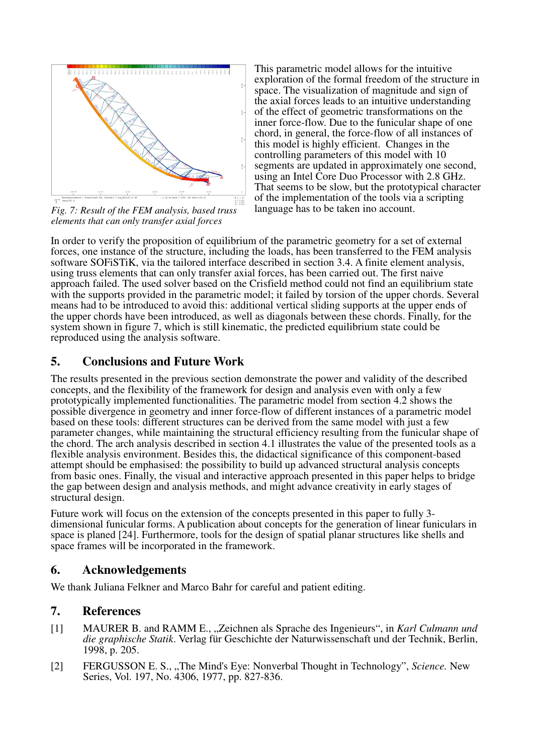Fig. 7: Result of the FEM analysis, based truss elements that can only transfer axial forces

This parametric model allows for the intuitive exploration of the formal freedom of the structure in space. The visualization of magnitude and sign of the axial forces leads to an intuitive understanding of the effect of geometric transformations on the inner force-flow. Due to the funicular shape of one chord, in general, the force-flow of all instances of this model is highly efficient. Changes in the controlling parameters of this model with 10 segments are updated in approximately one second, using an Intel Core Duo Processor with 2.8 GHz. That seems to be slow, but the prototypical character of the implementation of the tools via a scripting language has to be taken ino account.

In order to verify the proposition of equilibrium of the parametric geometry for a set of external forces, one instance of the structure, including the loads, has been transferred to the FEM analysis software SOFiSTiK, via the tailored interface described in section 3.4. A finite element analysis, using truss elements that can only transfer axial forces, has been carried out. The first naive approach failed. The used solver based on the Crisfield method could not find an equilibrium state with the supports provided in the parametric model; it failed by torsion of the upper chords. Several means had to be introduced to avoid this: additional vertical sliding supports at the upper ends of the upper chords have been introduced, as well as diagonals between these chords. Finally, for the system shown in figure 7, which is still kinematic, the predicted equilibrium state could be reproduced using the analysis software.

## 5. Conclusions and Future Work

The results presented in the previous section demonstrate the power and validity of the described concepts, and the flexibility of the framework for design and analysis even with only a few prototypically implemented functionalities. The parametric model from section 4.2 shows the possible divergence in geometry and inner force-flow of different instances of a parametric model based on these tools: different structures can be derived from the same model with just a few parameter changes, while maintaining the structural efficiency resulting from the funicular shape of the chord. The arch analysis described in section 4.1 illustrates the value of the presented tools as a flexible analysis environment. Besides this, the didactical significance of this component-based attempt should be emphasised: the possibility to build up advanced structural analysis concepts from basic ones. Finally, the visual and interactive approach presented in this paper helps to bridge the gap between design and analysis methods, and might advance creativity in early stages of structural design.

Future work will focus on the extension of the concepts presented in this paper to fully 3-dimensional funicular forms. A publication about concepts for the generation of linear funiculars in space is planed [24]. Furthermore, tools for the design of spatial planar structures like shells and space frames will be incorporated in the framework.

## 6. Acknowledgements

We thank Juliana Felkner and Marco Bahr for careful and patient editing.

## 7. References

[1] MAURER B. and RAMM E., „Zeichnen als Sprache des Ingenieurs“, in *Karl Culmann und die graphische Statik*. Verlag für Geschichte der Naturwissenschaft und der Technik, Berlin, 1998, p. 205.

[2] FERGUSSON E. S., „The Mind's Eye: Nonverbal Thought in Technology”, *Science.* New Series, Vol. 197, No. 4306, 1977, pp. 827-836.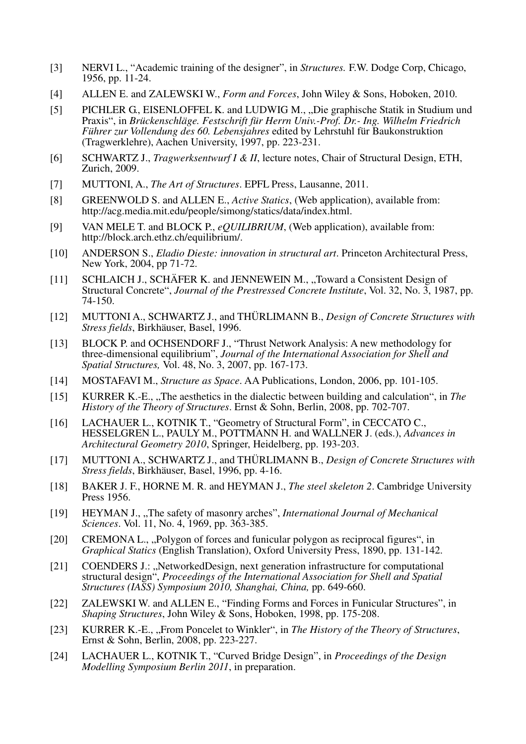[3] NERVI L., "Academic training of the designer", in *Structures.* F.W. Dodge Corp, Chicago, 1956, pp. 11-24.

[4] ALLEN E. and ZALEWSKI W., *Form and Forces*, John Wiley & Sons, Hoboken, 2010.

[5] PICHLER G., EISENLOFFEL K. and LUDWIG M., „Die graphische Statik in Studium und Praxis", in *Brückenschläge. Festschrift für Herrn Univ.-Prof. Dr.- Ing. Wilhelm Friedrich Führer zur Vollendung des 60. Lebensjahres* edited by Lehrstuhl für Baukonstruktion (Tragwerklehre), Aachen University, 1997, pp. 223-231.

[6] SCHWARTZ J., *Tragwerksentwurf I & II*, lecture notes, Chair of Structural Design, ETH, Zurich, 2009.

[7] MUTTONI, A., *The Art of Structures*. EPFL Press, Lausanne, 2011.

[8] GREENWOLD S. and ALLEN E., *Active Statics*, (Web application), available from: http://acg.media.mit.edu/people/simong/statics/data/index.html.

[9] VAN MELE T. and BLOCK P., *eQUILIBRIUM*, (Web application), available from: http://block.arch.ethz.ch/equilibrium/.

[10] ANDERSON S., *Eladio Dieste: innovation in structural art*. Princeton Architectural Press, New York, 2004, pp 71-72.

[11] SCHLAICH J., SCHÄFER K. and JENNEWEIN M., „Toward a Consistent Design of Structural Concrete", *Journal of the Prestressed Concrete Institute*, Vol. 32, No. 3, 1987, pp. 74-150.

[12] MUTTONI A., SCHWARTZ J., and THÜRLIMANN B., *Design of Concrete Structures with Stress fields*, Birkhäuser, Basel, 1996.

[13] BLOCK P. and OCHSENDORF J., "Thrust Network Analysis: A new methodology for three-dimensional equilibrium", *Journal of the International Association for Shell and Spatial Structures,* Vol. 48, No. 3, 2007, pp. 167-173.

[14] MOSTAFAVI M., *Structure as Space*. AA Publications, London, 2006, pp. 101-105.

[15] KURRER K.-E., „The aesthetics in the dialectic between building and calculation", in *The History of the Theory of Structures*. Ernst & Sohn, Berlin, 2008, pp. 702-707.

[16] LACHAUER L., KOTNIK T., "Geometry of Structural Form", in CECCATO C., HESSELGREN L., PAULY M., POTTMANN H. and WALLNER J. (eds.), *Advances in Architectural Geometry 2010*, Springer, Heidelberg, pp. 193-203.

[17] MUTTONI A., SCHWARTZ J., and THÜRLIMANN B., *Design of Concrete Structures with Stress fields*, Birkhäuser, Basel, 1996, pp. 4-16.

[18] BAKER J. F., HORNE M. R. and HEYMAN J., *The steel skeleton 2*. Cambridge University Press 1956.

[19] HEYMAN J., „The safety of masonry arches", *International Journal of Mechanical Sciences*. Vol. 11, No. 4, 1969, pp. 363-385.

[20] CREMONA L., „Polygon of forces and funicular polygon as reciprocal figures", in *Graphical Statics* (English Translation), Oxford University Press, 1890, pp. 131-142.

[21] COENDERS J.: „NetworkedDesign, next generation infrastructure for computational structural design", *Proceedings of the International Association for Shell and Spatial Structures (IASS) Symposium 2010, Shanghai, China,* pp. 649-660.

[22] ZALEWSKI W. and ALLEN E., "Finding Forms and Forces in Funicular Structures", in *Shaping Structures*, John Wiley & Sons, Hoboken, 1998, pp. 175-208.

[23] KURRER K.-E., „From Poncelet to Winkler", in *The History of the Theory of Structures*, Ernst & Sohn, Berlin, 2008, pp. 223-227.

[24] LACHAUER L., KOTNIK T., "Curved Bridge Design", in *Proceedings of the Design Modelling Symposium Berlin 2011*, in preparation.